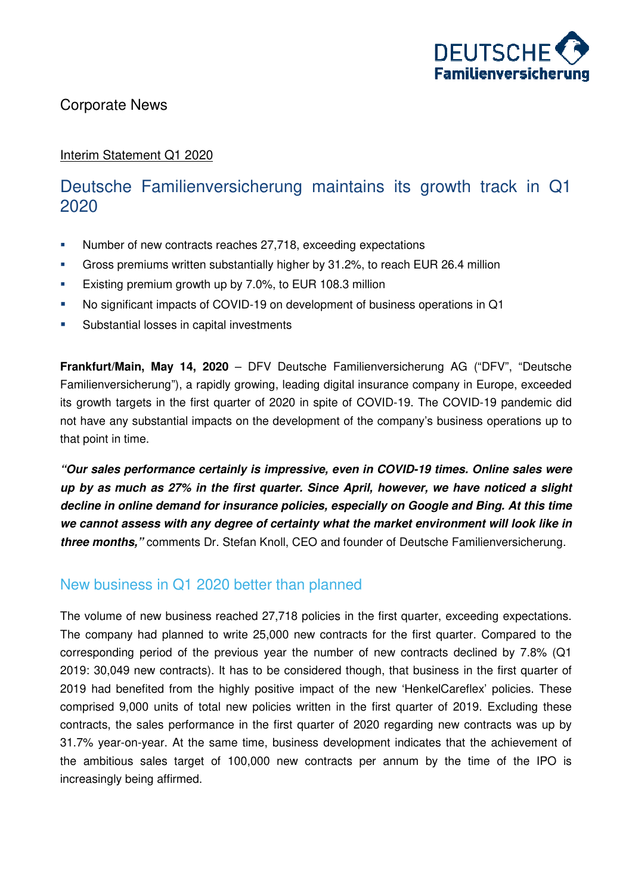Corporate News

Interim Statement Q1 2020

# Deutsche Familienversicherung maintains its growth track in Q1 2020

- Number of new contracts reaches 27,718, exceeding expectations
- Gross premiums written substantially higher by 31.2%, to reach EUR 26.4 million
- Existing premium growth up by 7.0%, to EUR 108.3 million
- No significant impacts of COVID-19 on development of business operations in Q1
- Substantial losses in capital investments

**Frankfurt/Main, May 14, 2020** – DFV Deutsche Familienversicherung AG ("DFV", "Deutsche Familienversicherung"), a rapidly growing, leading digital insurance company in Europe, exceeded its growth targets in the first quarter of 2020 in spite of COVID-19. The COVID-19 pandemic did not have any substantial impacts on the development of the company's business operations up to that point in time.

***"Our sales performance certainly is impressive, even in COVID-19 times. Online sales were up by as much as 27% in the first quarter. Since April, however, we have noticed a slight decline in online demand for insurance policies, especially on Google and Bing. At this time we cannot assess with any degree of certainty what the market environment will look like in three months,"*** comments Dr. Stefan Knoll, CEO and founder of Deutsche Familienversicherung.

## New business in Q1 2020 better than planned

The volume of new business reached 27,718 policies in the first quarter, exceeding expectations. The company had planned to write 25,000 new contracts for the first quarter. Compared to the corresponding period of the previous year the number of new contracts declined by 7.8% (Q1 2019: 30,049 new contracts). It has to be considered though, that business in the first quarter of 2019 had benefited from the highly positive impact of the new 'HenkelCareflex' policies. These comprised 9,000 units of total new policies written in the first quarter of 2019. Excluding these contracts, the sales performance in the first quarter of 2020 regarding new contracts was up by 31.7% year-on-year. At the same time, business development indicates that the achievement of the ambitious sales target of 100,000 new contracts per annum by the time of the IPO is increasingly being affirmed.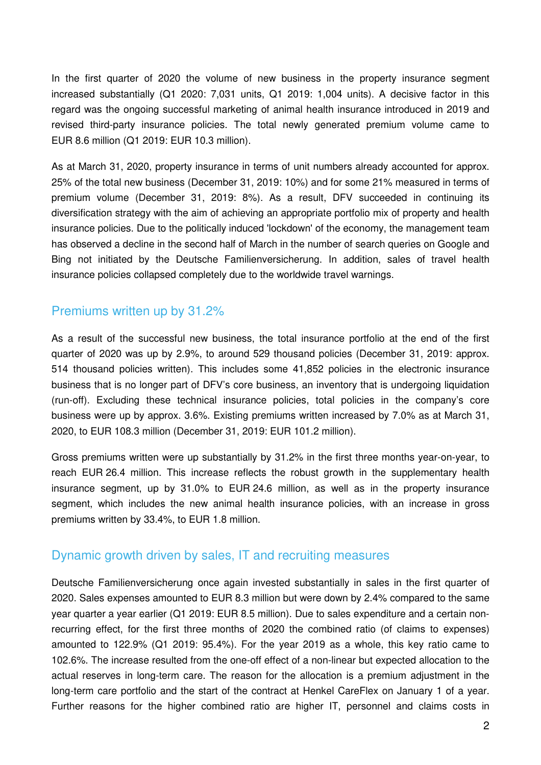In the first quarter of 2020 the volume of new business in the property insurance segment increased substantially (Q1 2020: 7,031 units, Q1 2019: 1,004 units). A decisive factor in this regard was the ongoing successful marketing of animal health insurance introduced in 2019 and revised third-party insurance policies. The total newly generated premium volume came to EUR 8.6 million (Q1 2019: EUR 10.3 million).

As at March 31, 2020, property insurance in terms of unit numbers already accounted for approx. 25% of the total new business (December 31, 2019: 10%) and for some 21% measured in terms of premium volume (December 31, 2019: 8%). As a result, DFV succeeded in continuing its diversification strategy with the aim of achieving an appropriate portfolio mix of property and health insurance policies. Due to the politically induced 'lockdown' of the economy, the management team has observed a decline in the second half of March in the number of search queries on Google and Bing not initiated by the Deutsche Familienversicherung. In addition, sales of travel health insurance policies collapsed completely due to the worldwide travel warnings.

## Premiums written up by 31.2%

As a result of the successful new business, the total insurance portfolio at the end of the first quarter of 2020 was up by 2.9%, to around 529 thousand policies (December 31, 2019: approx. 514 thousand policies written). This includes some 41,852 policies in the electronic insurance business that is no longer part of DFV's core business, an inventory that is undergoing liquidation (run-off). Excluding these technical insurance policies, total policies in the company's core business were up by approx. 3.6%. Existing premiums written increased by 7.0% as at March 31, 2020, to EUR 108.3 million (December 31, 2019: EUR 101.2 million).

Gross premiums written were up substantially by 31.2% in the first three months year-on-year, to reach EUR 26.4 million. This increase reflects the robust growth in the supplementary health insurance segment, up by 31.0% to EUR 24.6 million, as well as in the property insurance segment, which includes the new animal health insurance policies, with an increase in gross premiums written by 33.4%, to EUR 1.8 million.

## Dynamic growth driven by sales, IT and recruiting measures

Deutsche Familienversicherung once again invested substantially in sales in the first quarter of 2020. Sales expenses amounted to EUR 8.3 million but were down by 2.4% compared to the same year quarter a year earlier (Q1 2019: EUR 8.5 million). Due to sales expenditure and a certain non-recurring effect, for the first three months of 2020 the combined ratio (of claims to expenses) amounted to 122.9% (Q1 2019: 95.4%). For the year 2019 as a whole, this key ratio came to 102.6%. The increase resulted from the one-off effect of a non-linear but expected allocation to the actual reserves in long-term care. The reason for the allocation is a premium adjustment in the long-term care portfolio and the start of the contract at Henkel CareFlex on January 1 of a year. Further reasons for the higher combined ratio are higher IT, personnel and claims costs in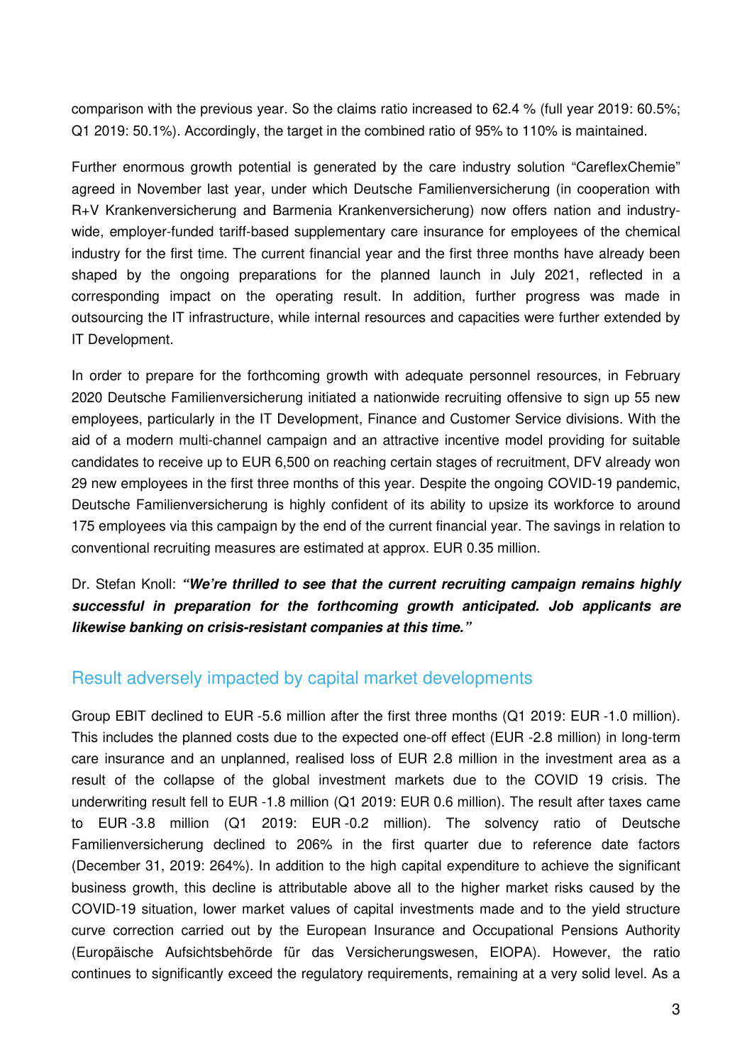comparison with the previous year. So the claims ratio increased to 62.4 % (full year 2019: 60.5%; Q1 2019: 50.1%). Accordingly, the target in the combined ratio of 95% to 110% is maintained.

Further enormous growth potential is generated by the care industry solution "CareflexChemie" agreed in November last year, under which Deutsche Familienversicherung (in cooperation with R+V Krankenversicherung and Barmenia Krankenversicherung) now offers nation and industry-wide, employer-funded tariff-based supplementary care insurance for employees of the chemical industry for the first time. The current financial year and the first three months have already been shaped by the ongoing preparations for the planned launch in July 2021, reflected in a corresponding impact on the operating result. In addition, further progress was made in outsourcing the IT infrastructure, while internal resources and capacities were further extended by IT Development.

In order to prepare for the forthcoming growth with adequate personnel resources, in February 2020 Deutsche Familienversicherung initiated a nationwide recruiting offensive to sign up 55 new employees, particularly in the IT Development, Finance and Customer Service divisions. With the aid of a modern multi-channel campaign and an attractive incentive model providing for suitable candidates to receive up to EUR 6,500 on reaching certain stages of recruitment, DFV already won 29 new employees in the first three months of this year. Despite the ongoing COVID-19 pandemic, Deutsche Familienversicherung is highly confident of its ability to upsize its workforce to around 175 employees via this campaign by the end of the current financial year. The savings in relation to conventional recruiting measures are estimated at approx. EUR 0.35 million.

Dr. Stefan Knoll: ***"We're thrilled to see that the current recruiting campaign remains highly successful in preparation for the forthcoming growth anticipated. Job applicants are likewise banking on crisis-resistant companies at this time."***

## Result adversely impacted by capital market developments

Group EBIT declined to EUR -5.6 million after the first three months (Q1 2019: EUR -1.0 million). This includes the planned costs due to the expected one-off effect (EUR -2.8 million) in long-term care insurance and an unplanned, realised loss of EUR 2.8 million in the investment area as a result of the collapse of the global investment markets due to the COVID 19 crisis. The underwriting result fell to EUR -1.8 million (Q1 2019: EUR 0.6 million). The result after taxes came to EUR -3.8 million (Q1 2019: EUR -0.2 million). The solvency ratio of Deutsche Familienversicherung declined to 206% in the first quarter due to reference date factors (December 31, 2019: 264%). In addition to the high capital expenditure to achieve the significant business growth, this decline is attributable above all to the higher market risks caused by the COVID-19 situation, lower market values of capital investments made and to the yield structure curve correction carried out by the European Insurance and Occupational Pensions Authority (Europäische Aufsichtsbehörde für das Versicherungswesen, EIOPA). However, the ratio continues to significantly exceed the regulatory requirements, remaining at a very solid level. As a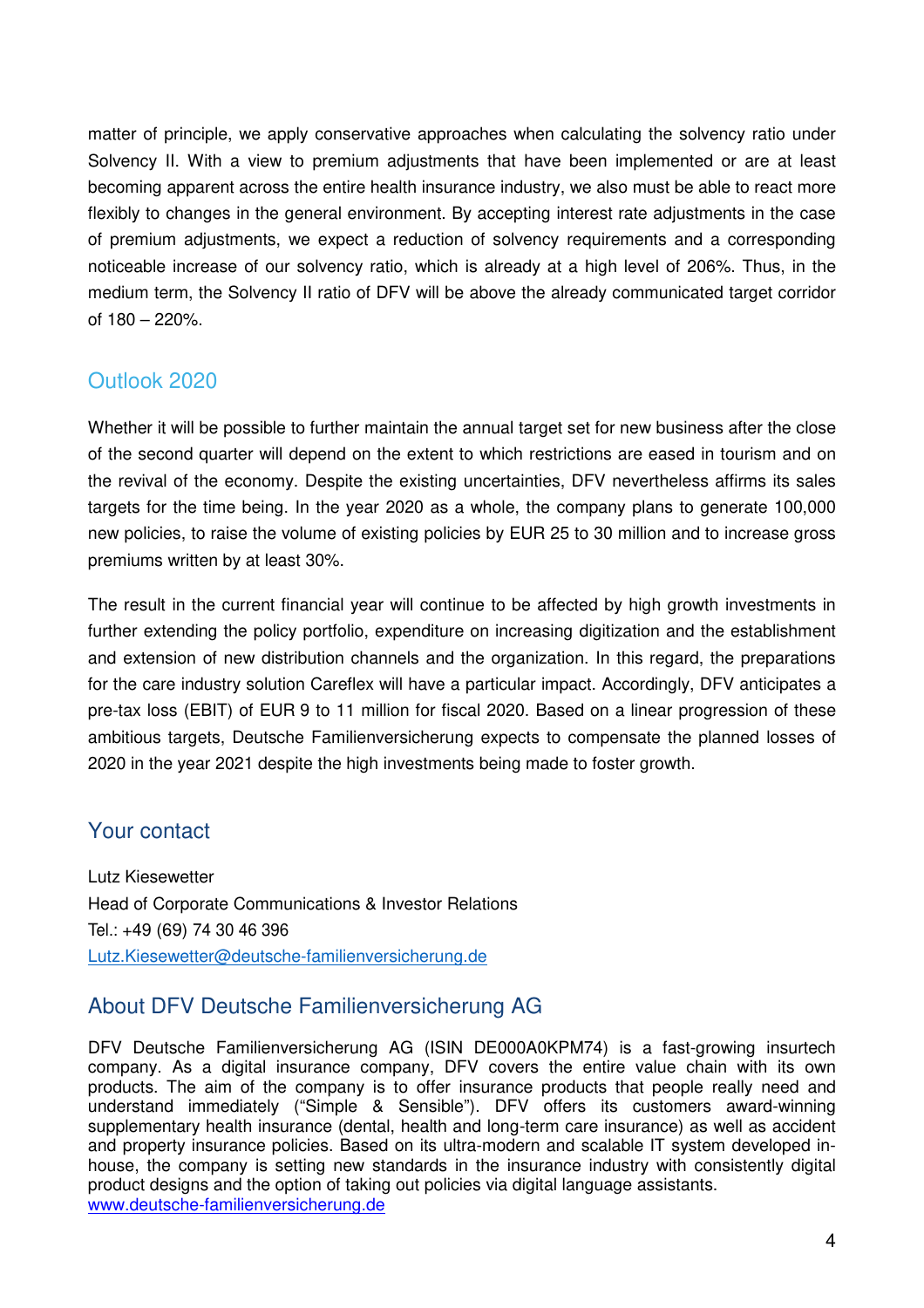matter of principle, we apply conservative approaches when calculating the solvency ratio under Solvency II. With a view to premium adjustments that have been implemented or are at least becoming apparent across the entire health insurance industry, we also must be able to react more flexibly to changes in the general environment. By accepting interest rate adjustments in the case of premium adjustments, we expect a reduction of solvency requirements and a corresponding noticeable increase of our solvency ratio, which is already at a high level of 206%. Thus, in the medium term, the Solvency II ratio of DFV will be above the already communicated target corridor of 180 – 220%.

## Outlook 2020

Whether it will be possible to further maintain the annual target set for new business after the close of the second quarter will depend on the extent to which restrictions are eased in tourism and on the revival of the economy. Despite the existing uncertainties, DFV nevertheless affirms its sales targets for the time being. In the year 2020 as a whole, the company plans to generate 100,000 new policies, to raise the volume of existing policies by EUR 25 to 30 million and to increase gross premiums written by at least 30%.

The result in the current financial year will continue to be affected by high growth investments in further extending the policy portfolio, expenditure on increasing digitization and the establishment and extension of new distribution channels and the organization. In this regard, the preparations for the care industry solution Careflex will have a particular impact. Accordingly, DFV anticipates a pre-tax loss (EBIT) of EUR 9 to 11 million for fiscal 2020. Based on a linear progression of these ambitious targets, Deutsche Familienversicherung expects to compensate the planned losses of 2020 in the year 2021 despite the high investments being made to foster growth.

## Your contact

Lutz Kiesewetter
Head of Corporate Communications & Investor Relations
Tel.: +49 (69) 74 30 46 396
Lutz.Kiesewetter@deutsche-familienversicherung.de

## About DFV Deutsche Familienversicherung AG

DFV Deutsche Familienversicherung AG (ISIN DE000A0KPM74) is a fast-growing insurtech company. As a digital insurance company, DFV covers the entire value chain with its own products. The aim of the company is to offer insurance products that people really need and understand immediately ("Simple & Sensible"). DFV offers its customers award-winning supplementary health insurance (dental, health and long-term care insurance) as well as accident and property insurance policies. Based on its ultra-modern and scalable IT system developed in-house, the company is setting new standards in the insurance industry with consistently digital product designs and the option of taking out policies via digital language assistants.
www.deutsche-familienversicherung.de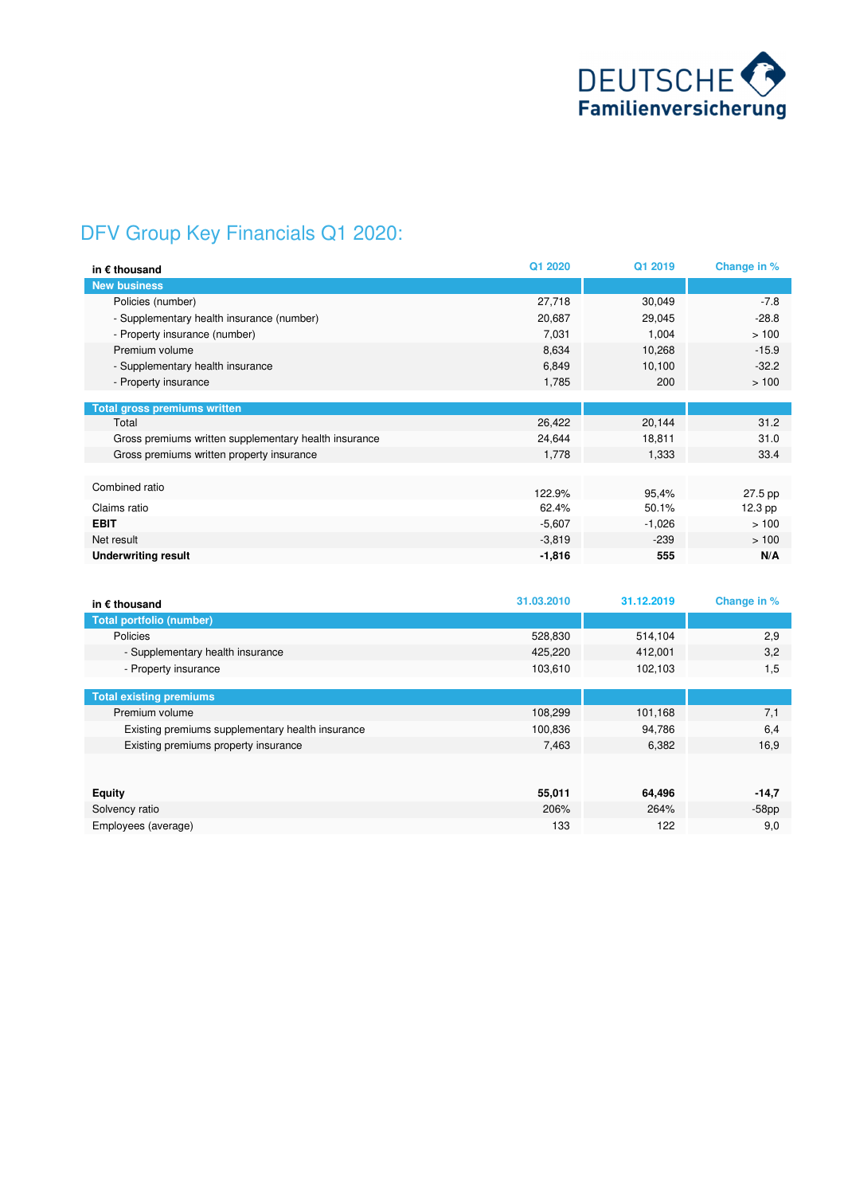# DFV Group Key Financials Q1 2020:

| in € thousand | Q1 2020 | Q1 2019 | Change in % |
|---|---|---|---|
| **New business** | | | |
| Policies (number) | 27,718 | 30,049 | -7.8 |
| - Supplementary health insurance (number) | 20,687 | 29,045 | -28.8 |
| - Property insurance (number) | 7,031 | 1,004 | > 100 |
| Premium volume | 8,634 | 10,268 | -15.9 |
| - Supplementary health insurance | 6,849 | 10,100 | -32.2 |
| - Property insurance | 1,785 | 200 | > 100 |
| **Total gross premiums written** | | | |
| Total | 26,422 | 20,144 | 31.2 |
| Gross premiums written supplementary health insurance | 24,644 | 18,811 | 31.0 |
| Gross premiums written property insurance | 1,778 | 1,333 | 33.4 |
| Combined ratio | 122.9% | 95,4% | 27.5 pp |
| Claims ratio | 62.4% | 50.1% | 12.3 pp |
| **EBIT** | -5,607 | -1,026 | > 100 |
| Net result | -3,819 | -239 | > 100 |
| **Underwriting result** | **-1,816** | **555** | **N/A** |

| in € thousand | 31.03.2010 | 31.12.2019 | Change in % |
|---|---|---|---|
| **Total portfolio (number)** | | | |
| Policies | 528,830 | 514,104 | 2,9 |
| - Supplementary health insurance | 425,220 | 412,001 | 3,2 |
| - Property insurance | 103,610 | 102,103 | 1,5 |
| **Total existing premiums** | | | |
| Premium volume | 108,299 | 101,168 | 7,1 |
| Existing premiums supplementary health insurance | 100,836 | 94,786 | 6,4 |
| Existing premiums property insurance | 7,463 | 6,382 | 16,9 |
| **Equity** | **55,011** | **64,496** | **-14,7** |
| Solvency ratio | 206% | 264% | -58pp |
| Employees (average) | 133 | 122 | 9,0 |